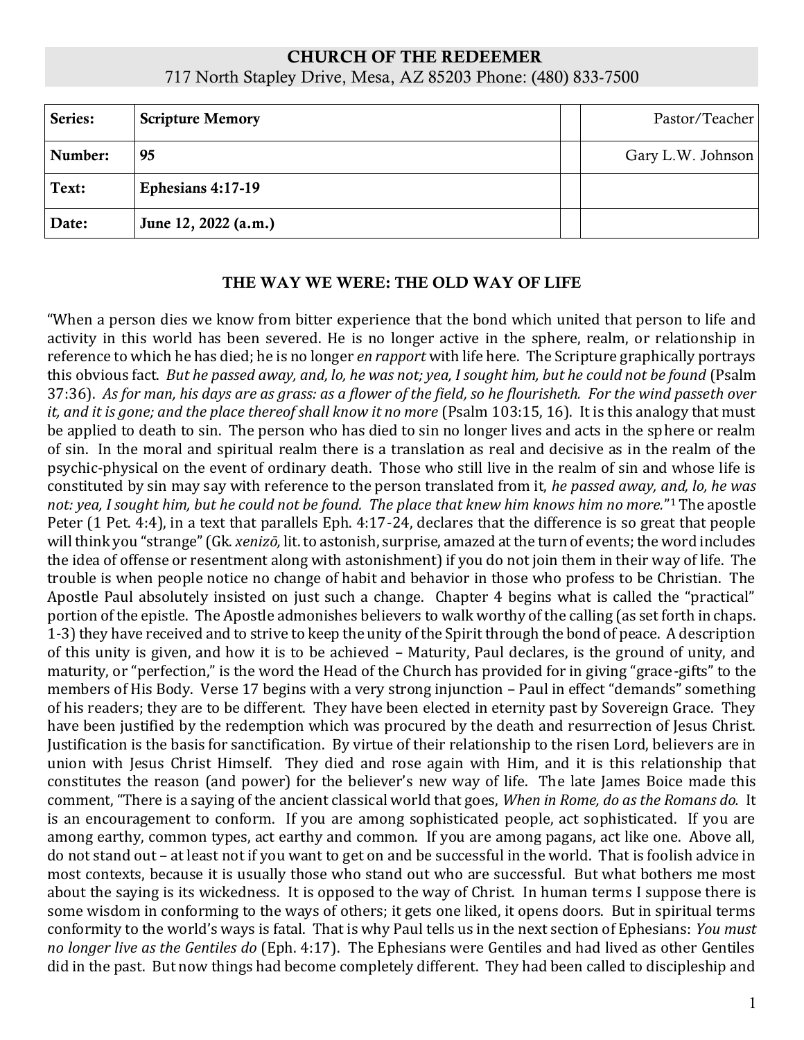**CHURCH OF THE REDEEMER**
717 North Stapley Drive, Mesa, AZ 85203 Phone: (480) 833-7500

| Series: | Scripture Memory | | Pastor/Teacher |
|---|---|---|---|
| Number: | 95 | | Gary L.W. Johnson |
| Text: | Ephesians 4:17-19 | | |
| Date: | June 12, 2022 (a.m.) | | |

## THE WAY WE WERE: THE OLD WAY OF LIFE

"When a person dies we know from bitter experience that the bond which united that person to life and activity in this world has been severed. He is no longer active in the sphere, realm, or relationship in reference to which he has died; he is no longer *en rapport* with life here. The Scripture graphically portrays this obvious fact. *But he passed away, and, lo, he was not; yea, I sought him, but he could not be found* (Psalm 37:36). *As for man, his days are as grass: as a flower of the field, so he flourisheth. For the wind passeth over it, and it is gone; and the place thereof shall know it no more* (Psalm 103:15, 16). It is this analogy that must be applied to death to sin. The person who has died to sin no longer lives and acts in the sphere or realm of sin. In the moral and spiritual realm there is a translation as real and decisive as in the realm of the psychic-physical on the event of ordinary death. Those who still live in the realm of sin and whose life is constituted by sin may say with reference to the person translated from it, *he passed away, and, lo, he was not: yea, I sought him, but he could not be found. The place that knew him knows him no more.*"[1] The apostle Peter (1 Pet. 4:4), in a text that parallels Eph. 4:17-24, declares that the difference is so great that people will think you "strange" (Gk. *xenizō*, lit. to astonish, surprise, amazed at the turn of events; the word includes the idea of offense or resentment along with astonishment) if you do not join them in their way of life. The trouble is when people notice no change of habit and behavior in those who profess to be Christian. The Apostle Paul absolutely insisted on just such a change. Chapter 4 begins what is called the "practical" portion of the epistle. The Apostle admonishes believers to walk worthy of the calling (as set forth in chaps. 1-3) they have received and to strive to keep the unity of the Spirit through the bond of peace. A description of this unity is given, and how it is to be achieved – Maturity, Paul declares, is the ground of unity, and maturity, or "perfection," is the word the Head of the Church has provided for in giving "grace-gifts" to the members of His Body. Verse 17 begins with a very strong injunction – Paul in effect "demands" something of his readers; they are to be different. They have been elected in eternity past by Sovereign Grace. They have been justified by the redemption which was procured by the death and resurrection of Jesus Christ. Justification is the basis for sanctification. By virtue of their relationship to the risen Lord, believers are in union with Jesus Christ Himself. They died and rose again with Him, and it is this relationship that constitutes the reason (and power) for the believer's new way of life. The late James Boice made this comment, "There is a saying of the ancient classical world that goes, *When in Rome, do as the Romans do.* It is an encouragement to conform. If you are among sophisticated people, act sophisticated. If you are among earthy, common types, act earthy and common. If you are among pagans, act like one. Above all, do not stand out – at least not if you want to get on and be successful in the world. That is foolish advice in most contexts, because it is usually those who stand out who are successful. But what bothers me most about the saying is its wickedness. It is opposed to the way of Christ. In human terms I suppose there is some wisdom in conforming to the ways of others; it gets one liked, it opens doors. But in spiritual terms conformity to the world's ways is fatal. That is why Paul tells us in the next section of Ephesians: *You must no longer live as the Gentiles do* (Eph. 4:17). The Ephesians were Gentiles and had lived as other Gentiles did in the past. But now things had become completely different. They had been called to discipleship and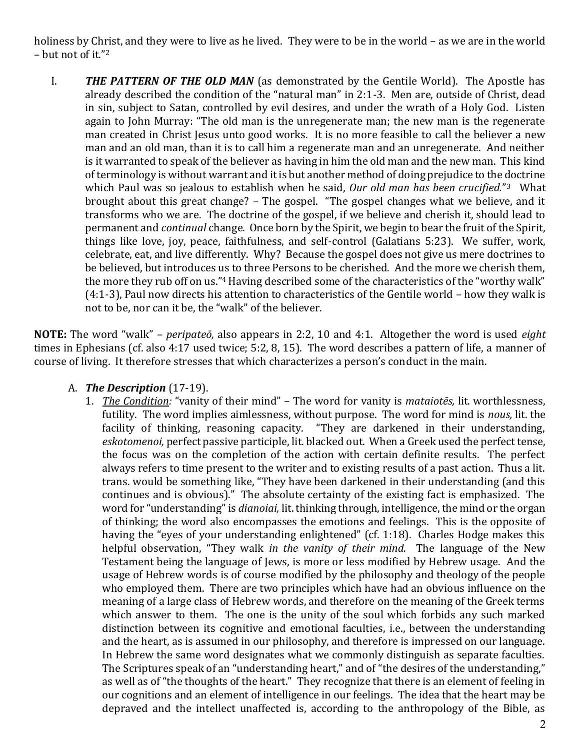holiness by Christ, and they were to live as he lived. They were to be in the world – as we are in the world – but not of it."[2]

I. ***THE PATTERN OF THE OLD MAN*** (as demonstrated by the Gentile World). The Apostle has already described the condition of the "natural man" in 2:1-3. Men are, outside of Christ, dead in sin, subject to Satan, controlled by evil desires, and under the wrath of a Holy God. Listen again to John Murray: "The old man is the unregenerate man; the new man is the regenerate man created in Christ Jesus unto good works. It is no more feasible to call the believer a new man and an old man, than it is to call him a regenerate man and an unregenerate. And neither is it warranted to speak of the believer as having in him the old man and the new man. This kind of terminology is without warrant and it is but another method of doing prejudice to the doctrine which Paul was so jealous to establish when he said, *Our old man has been crucified.*"[3] What brought about this great change? – The gospel. "The gospel changes what we believe, and it transforms who we are. The doctrine of the gospel, if we believe and cherish it, should lead to permanent and *continual* change. Once born by the Spirit, we begin to bear the fruit of the Spirit, things like love, joy, peace, faithfulness, and self-control (Galatians 5:23). We suffer, work, celebrate, eat, and live differently. Why? Because the gospel does not give us mere doctrines to be believed, but introduces us to three Persons to be cherished. And the more we cherish them, the more they rub off on us."[4] Having described some of the characteristics of the "worthy walk" (4:1-3), Paul now directs his attention to characteristics of the Gentile world – how they walk is not to be, nor can it be, the "walk" of the believer.

**NOTE:** The word "walk" – *peripateō,* also appears in 2:2, 10 and 4:1. Altogether the word is used *eight* times in Ephesians (cf. also 4:17 used twice; 5:2, 8, 15). The word describes a pattern of life, a manner of course of living. It therefore stresses that which characterizes a person's conduct in the main.

A. ***The Description*** (17-19).

1. *The Condition:* "vanity of their mind" – The word for vanity is *mataiotēs,* lit. worthlessness, futility. The word implies aimlessness, without purpose. The word for mind is *nous,* lit. the facility of thinking, reasoning capacity. "They are darkened in their understanding, *eskotomenoi,* perfect passive participle, lit. blacked out. When a Greek used the perfect tense, the focus was on the completion of the action with certain definite results. The perfect always refers to time present to the writer and to existing results of a past action. Thus a lit. trans. would be something like, "They have been darkened in their understanding (and this continues and is obvious)." The absolute certainty of the existing fact is emphasized. The word for "understanding" is *dianoiai,* lit. thinking through, intelligence, the mind or the organ of thinking; the word also encompasses the emotions and feelings. This is the opposite of having the "eyes of your understanding enlightened" (cf. 1:18). Charles Hodge makes this helpful observation, "They walk *in the vanity of their mind.* The language of the New Testament being the language of Jews, is more or less modified by Hebrew usage. And the usage of Hebrew words is of course modified by the philosophy and theology of the people who employed them. There are two principles which have had an obvious influence on the meaning of a large class of Hebrew words, and therefore on the meaning of the Greek terms which answer to them. The one is the unity of the soul which forbids any such marked distinction between its cognitive and emotional faculties, i.e., between the understanding and the heart, as is assumed in our philosophy, and therefore is impressed on our language. In Hebrew the same word designates what we commonly distinguish as separate faculties. The Scriptures speak of an "understanding heart," and of "the desires of the understanding," as well as of "the thoughts of the heart." They recognize that there is an element of feeling in our cognitions and an element of intelligence in our feelings. The idea that the heart may be depraved and the intellect unaffected is, according to the anthropology of the Bible, as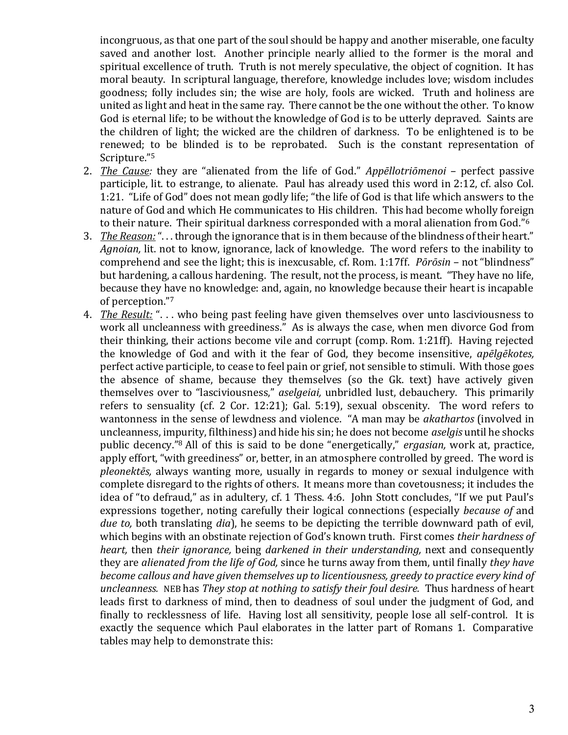incongruous, as that one part of the soul should be happy and another miserable, one faculty saved and another lost. Another principle nearly allied to the former is the moral and spiritual excellence of truth. Truth is not merely speculative, the object of cognition. It has moral beauty. In scriptural language, therefore, knowledge includes love; wisdom includes goodness; folly includes sin; the wise are holy, fools are wicked. Truth and holiness are united as light and heat in the same ray. There cannot be the one without the other. To know God is eternal life; to be without the knowledge of God is to be utterly depraved. Saints are the children of light; the wicked are the children of darkness. To be enlightened is to be renewed; to be blinded is to be reprobated. Such is the constant representation of Scripture."[5]

2. ***The Cause:*** they are "alienated from the life of God." *Appēllotriōmenoi* – perfect passive participle, lit. to estrange, to alienate. Paul has already used this word in 2:12, cf. also Col. 1:21. "Life of God" does not mean godly life; "the life of God is that life which answers to the nature of God and which He communicates to His children. This had become wholly foreign to their nature. Their spiritual darkness corresponded with a moral alienation from God."[6]
3. ***The Reason:*** ". . . through the ignorance that is in them because of the blindness of their heart." *Agnoian,* lit. not to know, ignorance, lack of knowledge. The word refers to the inability to comprehend and see the light; this is inexcusable, cf. Rom. 1:17ff. *Pōrōsin* – not "blindness" but hardening, a callous hardening. The result, not the process, is meant. "They have no life, because they have no knowledge: and, again, no knowledge because their heart is incapable of perception."[7]
4. ***The Result:*** ". . . who being past feeling have given themselves over unto lasciviousness to work all uncleanness with greediness." As is always the case, when men divorce God from their thinking, their actions become vile and corrupt (comp. Rom. 1:21ff). Having rejected the knowledge of God and with it the fear of God, they become insensitive, *apēlgēkotes,* perfect active participle, to cease to feel pain or grief, not sensible to stimuli. With those goes the absence of shame, because they themselves (so the Gk. text) have actively given themselves over to "lasciviousness," *aselgeiai,* unbridled lust, debauchery. This primarily refers to sensuality (cf. 2 Cor. 12:21); Gal. 5:19), sexual obscenity. The word refers to wantonness in the sense of lewdness and violence. "A man may be *akathartos* (involved in uncleanness, impurity, filthiness) and hide his sin; he does not become *aselgis* until he shocks public decency."[8] All of this is said to be done "energetically," *ergasian,* work at, practice, apply effort, "with greediness" or, better, in an atmosphere controlled by greed. The word is *pleonektēs,* always wanting more, usually in regards to money or sexual indulgence with complete disregard to the rights of others. It means more than covetousness; it includes the idea of "to defraud," as in adultery, cf. 1 Thess. 4:6. John Stott concludes, "If we put Paul's expressions together, noting carefully their logical connections (especially *because of* and *due to,* both translating *dia*), he seems to be depicting the terrible downward path of evil, which begins with an obstinate rejection of God's known truth. First comes *their hardness of heart,* then *their ignorance,* being *darkened in their understanding,* next and consequently they are *alienated from the life of God,* since he turns away from them, until finally *they have become callous and have given themselves up to licentiousness, greedy to practice every kind of uncleanness.* NEB has *They stop at nothing to satisfy their foul desire.* Thus hardness of heart leads first to darkness of mind, then to deadness of soul under the judgment of God, and finally to recklessness of life. Having lost all sensitivity, people lose all self-control. It is exactly the sequence which Paul elaborates in the latter part of Romans 1. Comparative tables may help to demonstrate this: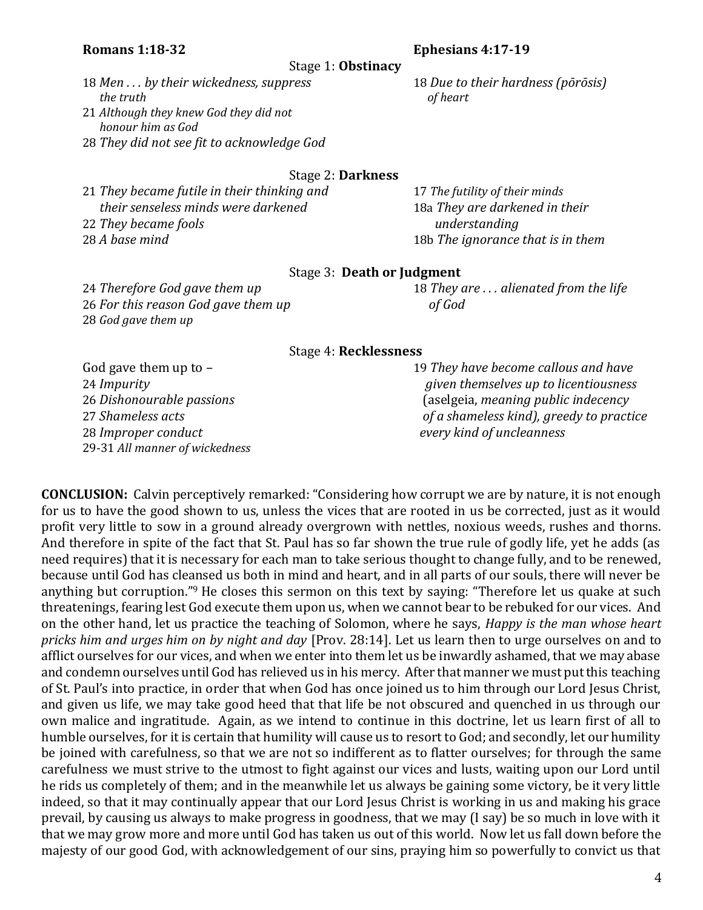| Romans 1:18-32 | Ephesians 4:17-19 |
|---|---|
| **Stage 1: Obstinacy** | |
| 18 *Men . . . by their wickedness, suppress the truth*<br>21 *Although they knew God they did not honour him as God*<br>28 *They did not see fit to acknowledge God* | 18 *Due to their hardness (pōrōsis) of heart* |
| **Stage 2: Darkness** | |
| 21 *They became futile in their thinking and their senseless minds were darkened*<br>22 *They became fools*<br>28 *A base mind* | 17 *The futility of their minds*<br>18a *They are darkened in their understanding*<br>18b *The ignorance that is in them* |
| **Stage 3: Death or Judgment** | |
| 24 *Therefore God gave them up*<br>26 *For this reason God gave them up*<br>28 *God gave them up* | 18 *They are . . . alienated from the life of God* |
| **Stage 4: Recklessness** | |
| God gave them up to –<br>24 *Impurity*<br>26 *Dishonourable passions*<br>27 *Shameless acts*<br>28 *Improper conduct*<br>29-31 *All manner of wickedness* | 19 *They have become callous and have given themselves up to licentiousness* (aselgeia, *meaning public indecency of a shameless kind), greedy to practice every kind of uncleanness* |

**CONCLUSION:** Calvin perceptively remarked: "Considering how corrupt we are by nature, it is not enough for us to have the good shown to us, unless the vices that are rooted in us be corrected, just as it would profit very little to sow in a ground already overgrown with nettles, noxious weeds, rushes and thorns. And therefore in spite of the fact that St. Paul has so far shown the true rule of godly life, yet he adds (as need requires) that it is necessary for each man to take serious thought to change fully, and to be renewed, because until God has cleansed us both in mind and heart, and in all parts of our souls, there will never be anything but corruption."[9] He closes this sermon on this text by saying: "Therefore let us quake at such threatenings, fearing lest God execute them upon us, when we cannot bear to be rebuked for our vices. And on the other hand, let us practice the teaching of Solomon, where he says, *Happy is the man whose heart pricks him and urges him on by night and day* [Prov. 28:14]. Let us learn then to urge ourselves on and to afflict ourselves for our vices, and when we enter into them let us be inwardly ashamed, that we may abase and condemn ourselves until God has relieved us in his mercy. After that manner we must put this teaching of St. Paul's into practice, in order that when God has once joined us to him through our Lord Jesus Christ, and given us life, we may take good heed that that life be not obscured and quenched in us through our own malice and ingratitude. Again, as we intend to continue in this doctrine, let us learn first of all to humble ourselves, for it is certain that humility will cause us to resort to God; and secondly, let our humility be joined with carefulness, so that we are not so indifferent as to flatter ourselves; for through the same carefulness we must strive to the utmost to fight against our vices and lusts, waiting upon our Lord until he rids us completely of them; and in the meanwhile let us always be gaining some victory, be it very little indeed, so that it may continually appear that our Lord Jesus Christ is working in us and making his grace prevail, by causing us always to make progress in goodness, that we may (I say) be so much in love with it that we may grow more and more until God has taken us out of this world. Now let us fall down before the majesty of our good God, with acknowledgement of our sins, praying him so powerfully to convict us that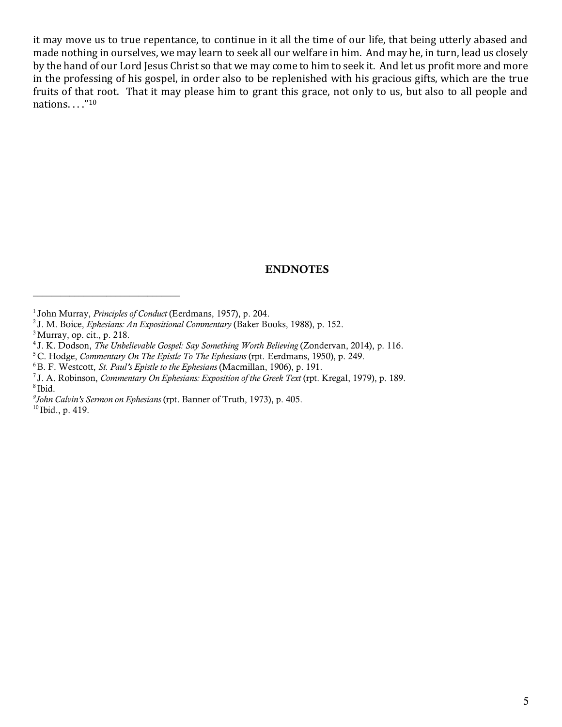it may move us to true repentance, to continue in it all the time of our life, that being utterly abased and made nothing in ourselves, we may learn to seek all our welfare in him. And may he, in turn, lead us closely by the hand of our Lord Jesus Christ so that we may come to him to seek it. And let us profit more and more in the professing of his gospel, in order also to be replenished with his gracious gifts, which are the true fruits of that root. That it may please him to grant this grace, not only to us, but also to all people and nations. . . ."[10]

## ENDNOTES

---

[1] John Murray, *Principles of Conduct* (Eerdmans, 1957), p. 204.
[2] J. M. Boice, *Ephesians: An Expositional Commentary* (Baker Books, 1988), p. 152.
[3] Murray, op. cit., p. 218.
[4] J. K. Dodson, *The Unbelievable Gospel: Say Something Worth Believing* (Zondervan, 2014), p. 116.
[5] C. Hodge, *Commentary On The Epistle To The Ephesians* (rpt. Eerdmans, 1950), p. 249.
[6] B. F. Westcott, *St. Paul's Epistle to the Ephesians* (Macmillan, 1906), p. 191.
[7] J. A. Robinson, *Commentary On Ephesians: Exposition of the Greek Text* (rpt. Kregal, 1979), p. 189.
[8] Ibid.
[9] *John Calvin's Sermon on Ephesians* (rpt. Banner of Truth, 1973), p. 405.
[10] Ibid., p. 419.